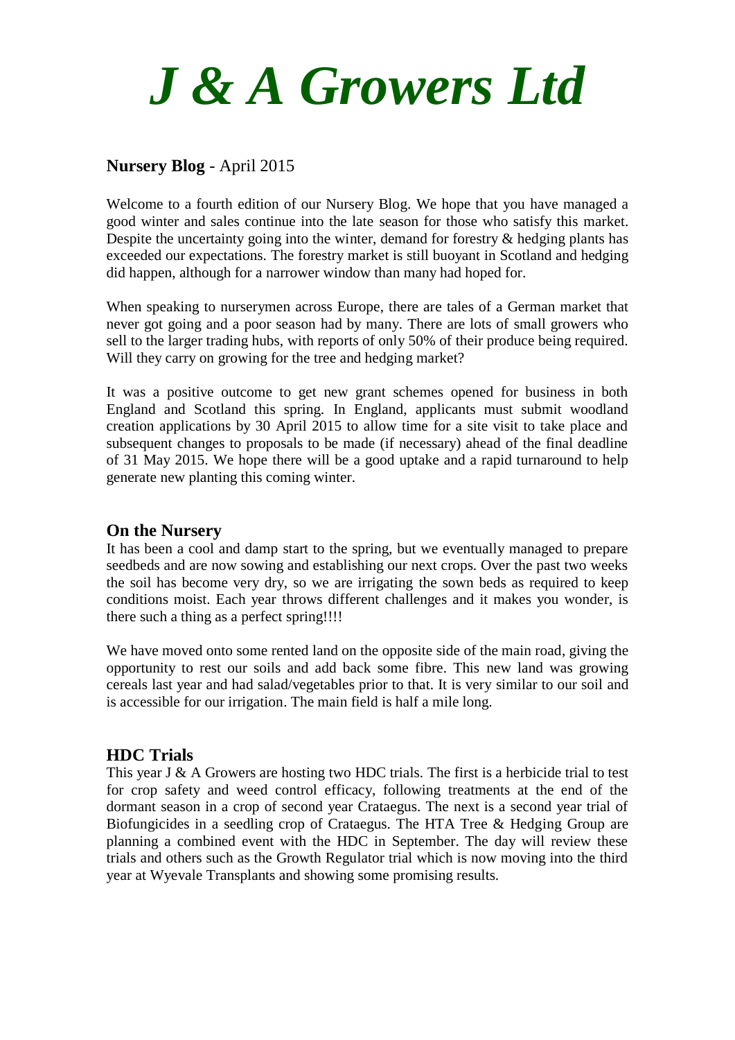# *J & A Growers Ltd*

**Nursery Blog** - April 2015

Welcome to a fourth edition of our Nursery Blog. We hope that you have managed a good winter and sales continue into the late season for those who satisfy this market. Despite the uncertainty going into the winter, demand for forestry & hedging plants has exceeded our expectations. The forestry market is still buoyant in Scotland and hedging did happen, although for a narrower window than many had hoped for.

When speaking to nurserymen across Europe, there are tales of a German market that never got going and a poor season had by many. There are lots of small growers who sell to the larger trading hubs, with reports of only 50% of their produce being required. Will they carry on growing for the tree and hedging market?

It was a positive outcome to get new grant schemes opened for business in both England and Scotland this spring. In England, applicants must submit woodland creation applications by 30 April 2015 to allow time for a site visit to take place and subsequent changes to proposals to be made (if necessary) ahead of the final deadline of 31 May 2015. We hope there will be a good uptake and a rapid turnaround to help generate new planting this coming winter.

## On the Nursery

It has been a cool and damp start to the spring, but we eventually managed to prepare seedbeds and are now sowing and establishing our next crops. Over the past two weeks the soil has become very dry, so we are irrigating the sown beds as required to keep conditions moist. Each year throws different challenges and it makes you wonder, is there such a thing as a perfect spring!!!!

We have moved onto some rented land on the opposite side of the main road, giving the opportunity to rest our soils and add back some fibre. This new land was growing cereals last year and had salad/vegetables prior to that. It is very similar to our soil and is accessible for our irrigation. The main field is half a mile long.

## HDC Trials

This year J & A Growers are hosting two HDC trials. The first is a herbicide trial to test for crop safety and weed control efficacy, following treatments at the end of the dormant season in a crop of second year Crataegus. The next is a second year trial of Biofungicides in a seedling crop of Crataegus. The HTA Tree & Hedging Group are planning a combined event with the HDC in September. The day will review these trials and others such as the Growth Regulator trial which is now moving into the third year at Wyevale Transplants and showing some promising results.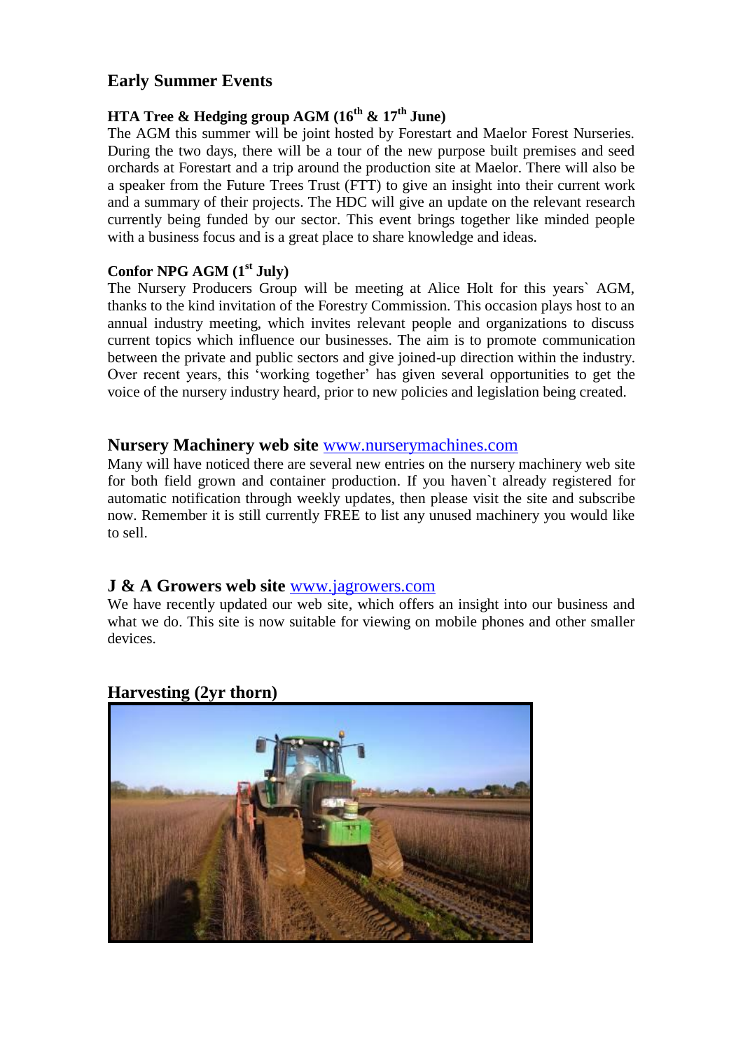## Early Summer Events

### HTA Tree & Hedging group AGM (16th & 17th June)

The AGM this summer will be joint hosted by Forestart and Maelor Forest Nurseries. During the two days, there will be a tour of the new purpose built premises and seed orchards at Forestart and a trip around the production site at Maelor. There will also be a speaker from the Future Trees Trust (FTT) to give an insight into their current work and a summary of their projects. The HDC will give an update on the relevant research currently being funded by our sector. This event brings together like minded people with a business focus and is a great place to share knowledge and ideas.

### Confor NPG AGM (1st July)

The Nursery Producers Group will be meeting at Alice Holt for this years` AGM, thanks to the kind invitation of the Forestry Commission. This occasion plays host to an annual industry meeting, which invites relevant people and organizations to discuss current topics which influence our businesses. The aim is to promote communication between the private and public sectors and give joined-up direction within the industry. Over recent years, this 'working together' has given several opportunities to get the voice of the nursery industry heard, prior to new policies and legislation being created.

## Nursery Machinery web site www.nurserymachines.com

Many will have noticed there are several new entries on the nursery machinery web site for both field grown and container production. If you haven`t already registered for automatic notification through weekly updates, then please visit the site and subscribe now. Remember it is still currently FREE to list any unused machinery you would like to sell.

## J & A Growers web site www.jagrowers.com

We have recently updated our web site, which offers an insight into our business and what we do. This site is now suitable for viewing on mobile phones and other smaller devices.

## Harvesting (2yr thorn)